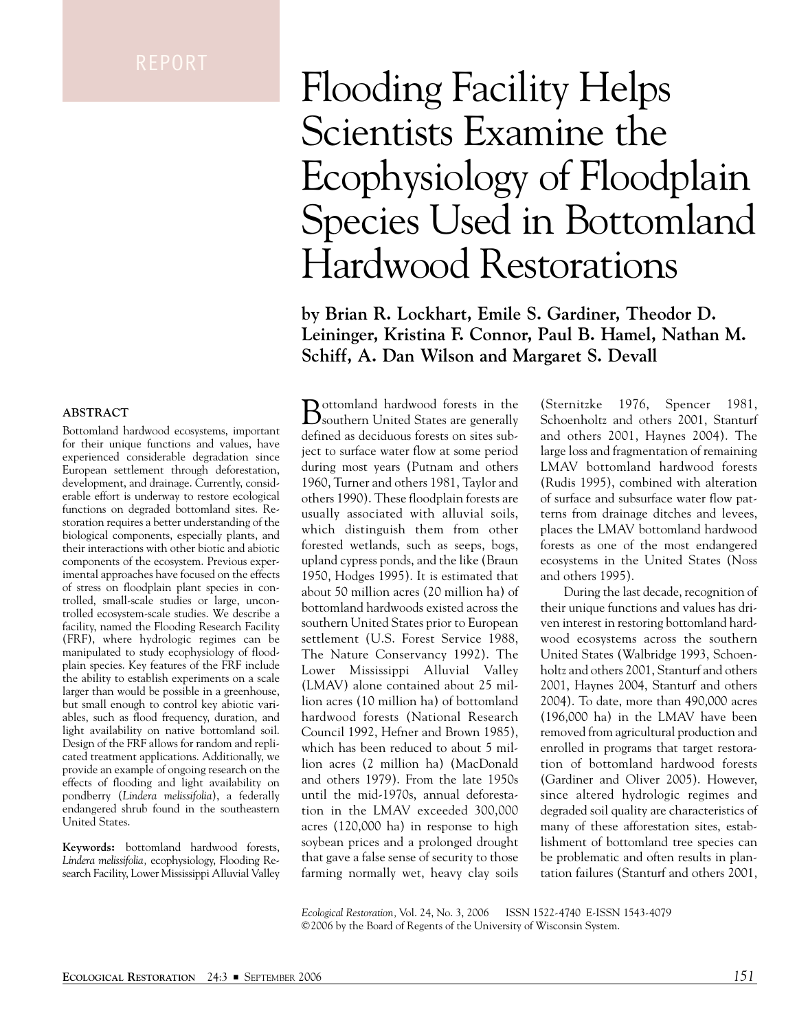REPORT

# Flooding Facility Helps Scientists Examine the Ecophysiology of Floodplain Species Used in Bottomland Hardwood Restorations

**by Brian R. Lockhart, Emile S. Gardiner, Theodor D. Leininger, Kristina F. Connor, Paul B. Hamel, Nathan M. Schiff, A. Dan Wilson and Margaret S. Devall**

## ABSTRACT

Bottomland hardwood ecosystems, important for their unique functions and values, have experienced considerable degradation since European settlement through deforestation, development, and drainage. Currently, considerable effort is underway to restore ecological functions on degraded bottomland sites. Restoration requires a better understanding of the biological components, especially plants, and their interactions with other biotic and abiotic components of the ecosystem. Previous experimental approaches have focused on the effects of stress on floodplain plant species in controlled, small-scale studies or large, uncontrolled ecosystem-scale studies. We describe a facility, named the Flooding Research Facility (FRF), where hydrologic regimes can be manipulated to study ecophysiology of floodplain species. Key features of the FRF include the ability to establish experiments on a scale larger than would be possible in a greenhouse, but small enough to control key abiotic variables, such as flood frequency, duration, and light availability on native bottomland soil. Design of the FRF allows for random and replicated treatment applications. Additionally, we provide an example of ongoing research on the effects of flooding and light availability on pondberry (*Lindera melissifolia*), a federally endangered shrub found in the southeastern United States.

**Keywords:** bottomland hardwood forests, *Lindera melissifolia,* ecophysiology, Flooding Research Facility, Lower Mississippi Alluvial Valley

Bottomland hardwood forests in the southern United States are generally defined as deciduous forests on sites subject to surface water flow at some period during most years (Putnam and others 1960, Turner and others 1981, Taylor and others 1990). These floodplain forests are usually associated with alluvial soils, which distinguish them from other forested wetlands, such as seeps, bogs, upland cypress ponds, and the like (Braun 1950, Hodges 1995). It is estimated that about 50 million acres (20 million ha) of bottomland hardwoods existed across the southern United States prior to European settlement (U.S. Forest Service 1988, The Nature Conservancy 1992). The Lower Mississippi Alluvial Valley (LMAV) alone contained about 25 million acres (10 million ha) of bottomland hardwood forests (National Research Council 1992, Hefner and Brown 1985), which has been reduced to about 5 million acres (2 million ha) (MacDonald and others 1979). From the late 1950s until the mid-1970s, annual deforestation in the LMAV exceeded 300,000 acres (120,000 ha) in response to high soybean prices and a prolonged drought that gave a false sense of security to those farming normally wet, heavy clay soils (Sternitzke 1976, Spencer 1981, Schoenholtz and others 2001, Stanturf and others 2001, Haynes 2004). The large loss and fragmentation of remaining LMAV bottomland hardwood forests (Rudis 1995), combined with alteration of surface and subsurface water flow patterns from drainage ditches and levees, places the LMAV bottomland hardwood forests as one of the most endangered ecosystems in the United States (Noss and others 1995).

During the last decade, recognition of their unique functions and values has driven interest in restoring bottomland hardwood ecosystems across the southern United States (Walbridge 1993, Schoenholtz and others 2001, Stanturf and others 2001, Haynes 2004, Stanturf and others 2004). To date, more than 490,000 acres (196,000 ha) in the LMAV have been removed from agricultural production and enrolled in programs that target restoration of bottomland hardwood forests (Gardiner and Oliver 2005). However, since altered hydrologic regimes and degraded soil quality are characteristics of many of these afforestation sites, establishment of bottomland tree species can be problematic and often results in plantation failures (Stanturf and others 2001,

*Ecological Restoration,* Vol. 24, No. 3, 2006 ISSN 1522-4740 E-ISSN 1543-4079
©2006 by the Board of Regents of the University of Wisconsin System.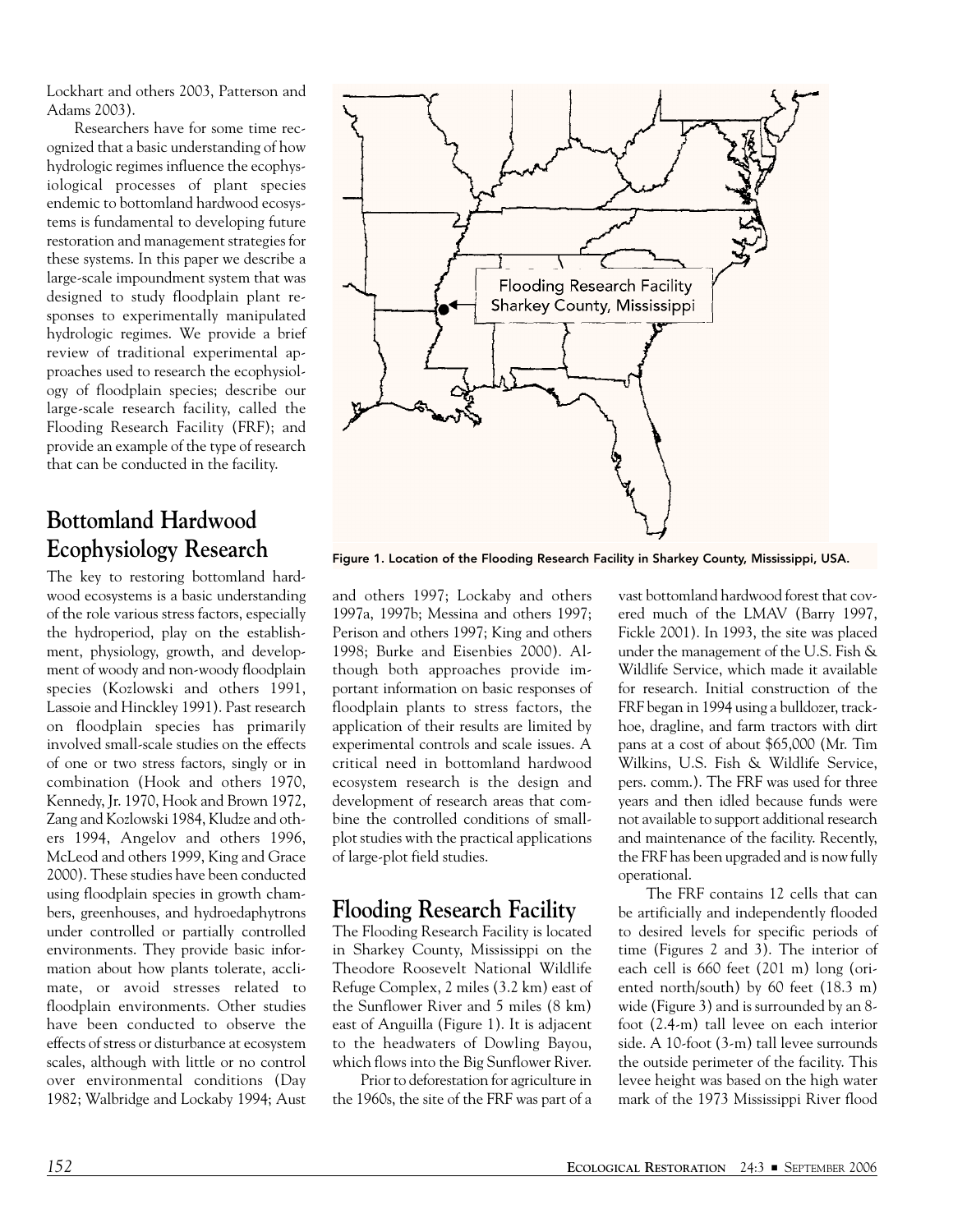Lockhart and others 2003, Patterson and Adams 2003).

Researchers have for some time recognized that a basic understanding of how hydrologic regimes influence the ecophysiological processes of plant species endemic to bottomland hardwood ecosystems is fundamental to developing future restoration and management strategies for these systems. In this paper we describe a large-scale impoundment system that was designed to study floodplain plant responses to experimentally manipulated hydrologic regimes. We provide a brief review of traditional experimental approaches used to research the ecophysiology of floodplain species; describe our large-scale research facility, called the Flooding Research Facility (FRF); and provide an example of the type of research that can be conducted in the facility.

Figure 1. Location of the Flooding Research Facility in Sharkey County, Mississippi, USA.

## Bottomland Hardwood Ecophysiology Research

The key to restoring bottomland hardwood ecosystems is a basic understanding of the role various stress factors, especially the hydroperiod, play on the establishment, physiology, growth, and development of woody and non-woody floodplain species (Kozlowski and others 1991, Lassoie and Hinckley 1991). Past research on floodplain species has primarily involved small-scale studies on the effects of one or two stress factors, singly or in combination (Hook and others 1970, Kennedy, Jr. 1970, Hook and Brown 1972, Zang and Kozlowski 1984, Kludze and others 1994, Angelov and others 1996, McLeod and others 1999, King and Grace 2000). These studies have been conducted using floodplain species in growth chambers, greenhouses, and hydroedaphytrons under controlled or partially controlled environments. They provide basic information about how plants tolerate, acclimate, or avoid stresses related to floodplain environments. Other studies have been conducted to observe the effects of stress or disturbance at ecosystem scales, although with little or no control over environmental conditions (Day 1982; Walbridge and Lockaby 1994; Aust and others 1997; Lockaby and others 1997a, 1997b; Messina and others 1997; Perison and others 1997; King and others 1998; Burke and Eisenbies 2000). Although both approaches provide important information on basic responses of floodplain plants to stress factors, the application of their results are limited by experimental controls and scale issues. A critical need in bottomland hardwood ecosystem research is the design and development of research areas that combine the controlled conditions of small-plot studies with the practical applications of large-plot field studies.

## Flooding Research Facility

The Flooding Research Facility is located in Sharkey County, Mississippi on the Theodore Roosevelt National Wildlife Refuge Complex, 2 miles (3.2 km) east of the Sunflower River and 5 miles (8 km) east of Anguilla (Figure 1). It is adjacent to the headwaters of Dowling Bayou, which flows into the Big Sunflower River.

Prior to deforestation for agriculture in the 1960s, the site of the FRF was part of a vast bottomland hardwood forest that covered much of the LMAV (Barry 1997, Fickle 2001). In 1993, the site was placed under the management of the U.S. Fish & Wildlife Service, which made it available for research. Initial construction of the FRF began in 1994 using a bulldozer, trackhoe, dragline, and farm tractors with dirt pans at a cost of about $65,000 (Mr. Tim Wilkins, U.S. Fish & Wildlife Service, pers. comm.). The FRF was used for three years and then idled because funds were not available to support additional research and maintenance of the facility. Recently, the FRF has been upgraded and is now fully operational.

The FRF contains 12 cells that can be artificially and independently flooded to desired levels for specific periods of time (Figures 2 and 3). The interior of each cell is 660 feet (201 m) long (oriented north/south) by 60 feet (18.3 m) wide (Figure 3) and is surrounded by an 8-foot (2.4-m) tall levee on each interior side. A 10-foot (3-m) tall levee surrounds the outside perimeter of the facility. This levee height was based on the high water mark of the 1973 Mississippi River flood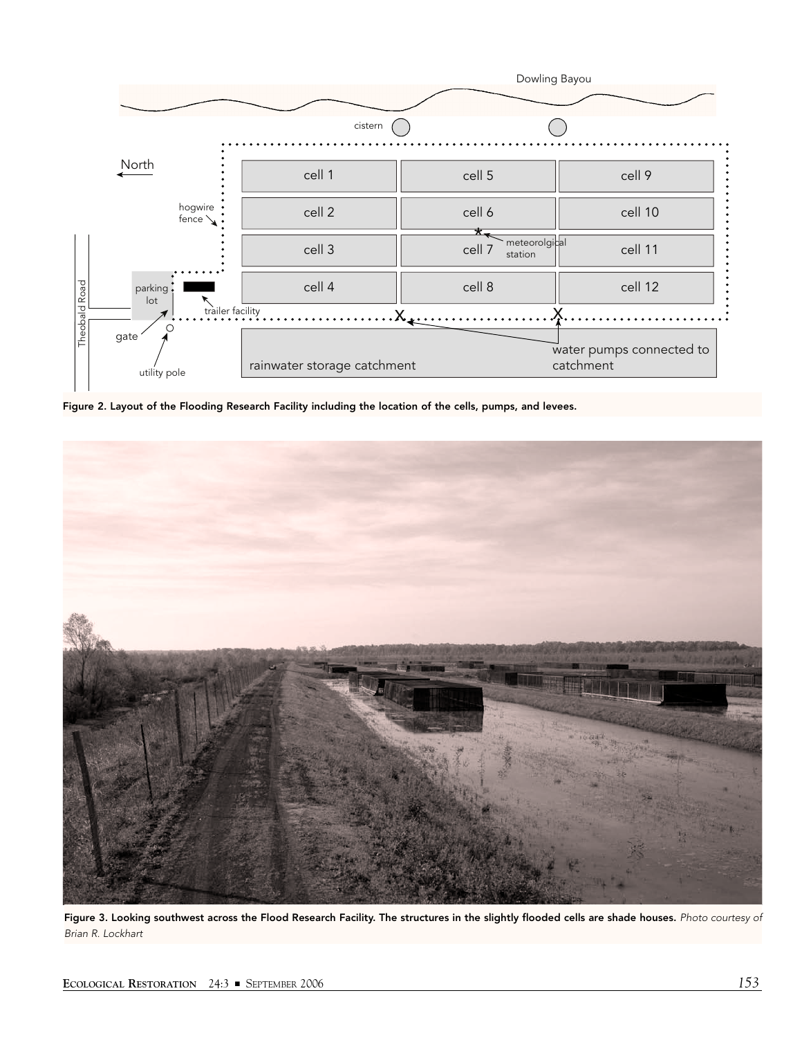Figure 2. Layout of the Flooding Research Facility including the location of the cells, pumps, and levees.

Figure 3. Looking southwest across the Flood Research Facility. The structures in the slightly flooded cells are shade houses. *Photo courtesy of Brian R. Lockhart*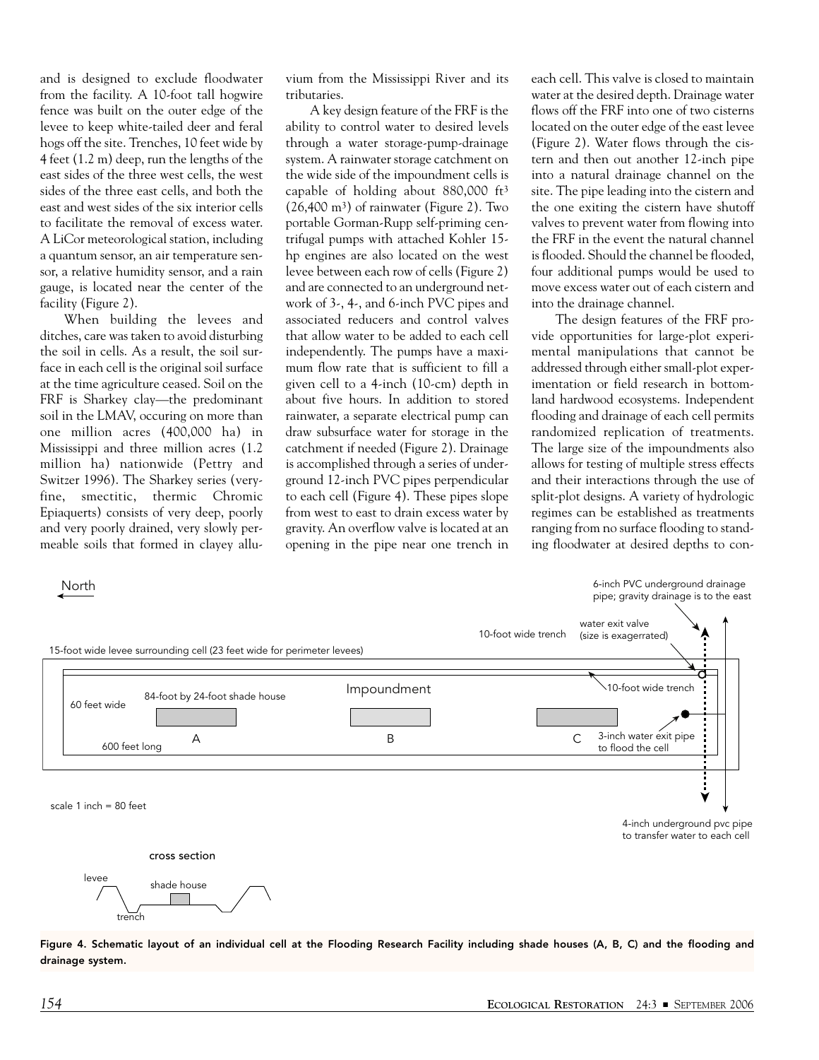and is designed to exclude floodwater from the facility. A 10-foot tall hogwire fence was built on the outer edge of the levee to keep white-tailed deer and feral hogs off the site. Trenches, 10 feet wide by 4 feet (1.2 m) deep, run the lengths of the east sides of the three west cells, the west sides of the three east cells, and both the east and west sides of the six interior cells to facilitate the removal of excess water. A LiCor meteorological station, including a quantum sensor, an air temperature sensor, a relative humidity sensor, and a rain gauge, is located near the center of the facility (Figure 2).

When building the levees and ditches, care was taken to avoid disturbing the soil in cells. As a result, the soil surface in each cell is the original soil surface at the time agriculture ceased. Soil on the FRF is Sharkey clay—the predominant soil in the LMAV, occuring on more than one million acres (400,000 ha) in Mississippi and three million acres (1.2 million ha) nationwide (Pettry and Switzer 1996). The Sharkey series (very-fine, smectitic, thermic Chromic Epiaquerts) consists of very deep, poorly and very poorly drained, very slowly permeable soils that formed in clayey alluvium from the Mississippi River and its tributaries.

A key design feature of the FRF is the ability to control water to desired levels through a water storage-pump-drainage system. A rainwater storage catchment on the wide side of the impoundment cells is capable of holding about 880,000 $ft^3$ (26,400 $m^3$) of rainwater (Figure 2). Two portable Gorman-Rupp self-priming centrifugal pumps with attached Kohler 15-hp engines are also located on the west levee between each row of cells (Figure 2) and are connected to an underground network of 3-, 4-, and 6-inch PVC pipes and associated reducers and control valves that allow water to be added to each cell independently. The pumps have a maximum flow rate that is sufficient to fill a given cell to a 4-inch (10-cm) depth in about five hours. In addition to stored rainwater, a separate electrical pump can draw subsurface water for storage in the catchment if needed (Figure 2). Drainage is accomplished through a series of underground 12-inch PVC pipes perpendicular to each cell (Figure 4). These pipes slope from west to east to drain excess water by gravity. An overflow valve is located at an opening in the pipe near one trench in each cell. This valve is closed to maintain water at the desired depth. Drainage water flows off the FRF into one of two cisterns located on the outer edge of the east levee (Figure 2). Water flows through the cistern and then out another 12-inch pipe into a natural drainage channel on the site. The pipe leading into the cistern and the one exiting the cistern have shutoff valves to prevent water from flowing into the FRF in the event the natural channel is flooded. Should the channel be flooded, four additional pumps would be used to move excess water out of each cistern and into the drainage channel.

The design features of the FRF provide opportunities for large-plot experimental manipulations that cannot be addressed through either small-plot experimentation or field research in bottomland hardwood ecosystems. Independent flooding and drainage of each cell permits randomized replication of treatments. The large size of the impoundments also allows for testing of multiple stress effects and their interactions through the use of split-plot designs. A variety of hydrologic regimes can be established as treatments ranging from no surface flooding to standing floodwater at desired depths to con-

Figure 4. Schematic layout of an individual cell at the Flooding Research Facility including shade houses (A, B, C) and the flooding and drainage system.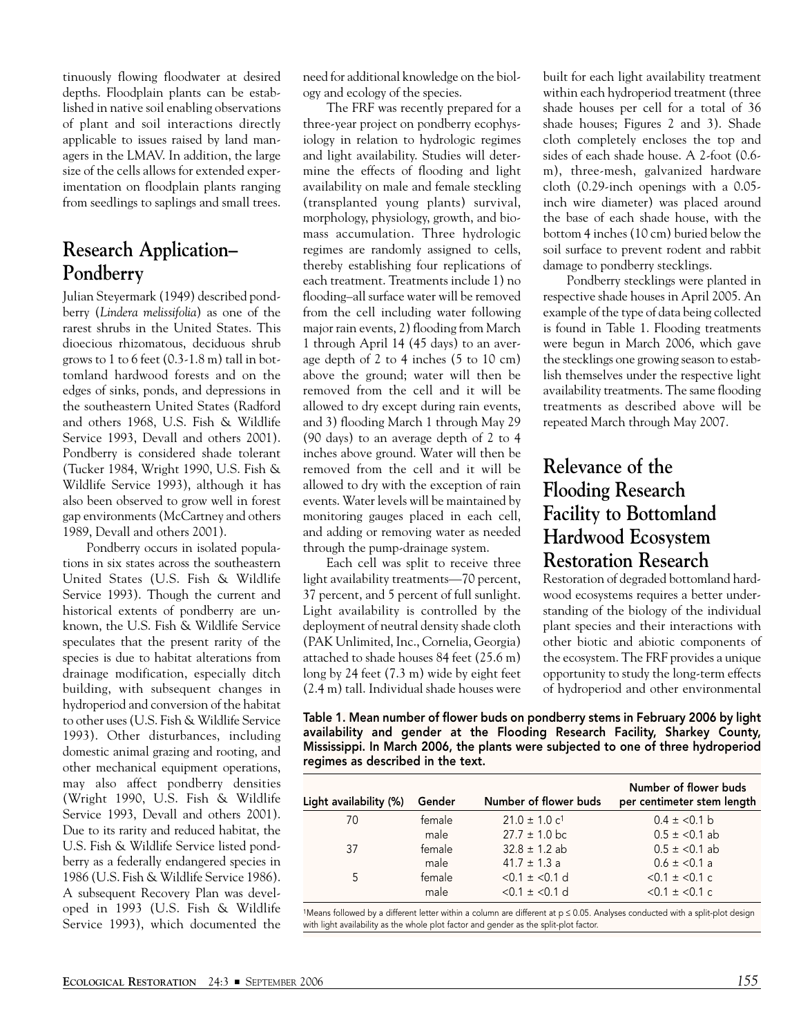tinuously flowing floodwater at desired depths. Floodplain plants can be established in native soil enabling observations of plant and soil interactions directly applicable to issues raised by land managers in the LMAV. In addition, the large size of the cells allows for extended experimentation on floodplain plants ranging from seedlings to saplings and small trees.

## Research Application–Pondberry

Julian Steyermark (1949) described pondberry (*Lindera melissifolia*) as one of the rarest shrubs in the United States. This dioecious rhizomatous, deciduous shrub grows to 1 to 6 feet (0.3-1.8 m) tall in bottomland hardwood forests and on the edges of sinks, ponds, and depressions in the southeastern United States (Radford and others 1968, U.S. Fish & Wildlife Service 1993, Devall and others 2001). Pondberry is considered shade tolerant (Tucker 1984, Wright 1990, U.S. Fish & Wildlife Service 1993), although it has also been observed to grow well in forest gap environments (McCartney and others 1989, Devall and others 2001).

Pondberry occurs in isolated populations in six states across the southeastern United States (U.S. Fish & Wildlife Service 1993). Though the current and historical extents of pondberry are unknown, the U.S. Fish & Wildlife Service speculates that the present rarity of the species is due to habitat alterations from drainage modification, especially ditch building, with subsequent changes in hydroperiod and conversion of the habitat to other uses (U.S. Fish & Wildlife Service 1993). Other disturbances, including domestic animal grazing and rooting, and other mechanical equipment operations, may also affect pondberry densities (Wright 1990, U.S. Fish & Wildlife Service 1993, Devall and others 2001). Due to its rarity and reduced habitat, the U.S. Fish & Wildlife Service listed pondberry as a federally endangered species in 1986 (U.S. Fish & Wildlife Service 1986). A subsequent Recovery Plan was developed in 1993 (U.S. Fish & Wildlife Service 1993), which documented the need for additional knowledge on the biology and ecology of the species.

The FRF was recently prepared for a three-year project on pondberry ecophysiology in relation to hydrologic regimes and light availability. Studies will determine the effects of flooding and light availability on male and female steckling (transplanted young plants) survival, morphology, physiology, growth, and biomass accumulation. Three hydrologic regimes are randomly assigned to cells, thereby establishing four replications of each treatment. Treatments include 1) no flooding–all surface water will be removed from the cell including water following major rain events, 2) flooding from March 1 through April 14 (45 days) to an average depth of 2 to 4 inches (5 to 10 cm) above the ground; water will then be removed from the cell and it will be allowed to dry except during rain events, and 3) flooding March 1 through May 29 (90 days) to an average depth of 2 to 4 inches above ground. Water will then be removed from the cell and it will be allowed to dry with the exception of rain events. Water levels will be maintained by monitoring gauges placed in each cell, and adding or removing water as needed through the pump-drainage system.

Each cell was split to receive three light availability treatments—70 percent, 37 percent, and 5 percent of full sunlight. Light availability is controlled by the deployment of neutral density shade cloth (PAK Unlimited, Inc., Cornelia, Georgia) attached to shade houses 84 feet (25.6 m) long by 24 feet (7.3 m) wide by eight feet (2.4 m) tall. Individual shade houses were built for each light availability treatment within each hydroperiod treatment (three shade houses per cell for a total of 36 shade houses; Figures 2 and 3). Shade cloth completely encloses the top and sides of each shade house. A 2-foot (0.6-m), three-mesh, galvanized hardware cloth (0.29-inch openings with a 0.05-inch wire diameter) was placed around the base of each shade house, with the bottom 4 inches (10 cm) buried below the soil surface to prevent rodent and rabbit damage to pondberry stecklings.

Pondberry stecklings were planted in respective shade houses in April 2005. An example of the type of data being collected is found in Table 1. Flooding treatments were begun in March 2006, which gave the stecklings one growing season to establish themselves under the respective light availability treatments. The same flooding treatments as described above will be repeated March through May 2007.

## Relevance of the Flooding Research Facility to Bottomland Hardwood Ecosystem Restoration Research

Restoration of degraded bottomland hardwood ecosystems requires a better understanding of the biology of the individual plant species and their interactions with other biotic and abiotic components of the ecosystem. The FRF provides a unique opportunity to study the long-term effects of hydroperiod and other environmental

**Table 1. Mean number of flower buds on pondberry stems in February 2006 by light availability and gender at the Flooding Research Facility, Sharkey County, Mississippi. In March 2006, the plants were subjected to one of three hydroperiod regimes as described in the text.**

| Light availability (%) | Gender | Number of flower buds | Number of flower buds per centimeter stem length |
|---|---|---|---|
| 70 | female | 21.0 ± 1.0 c[1] | 0.4 ± <0.1 b |
| | male | 27.7 ± 1.0 bc | 0.5 ± <0.1 ab |
| 37 | female | 32.8 ± 1.2 ab | 0.5 ± <0.1 ab |
| | male | 41.7 ± 1.3 a | 0.6 ± <0.1 a |
| 5 | female | <0.1 ± <0.1 d | <0.1 ± <0.1 c |
| | male | <0.1 ± <0.1 d | <0.1 ± <0.1 c |

[1]Means followed by a different letter within a column are different at $p \leq 0.05$. Analyses conducted with a split-plot design with light availability as the whole plot factor and gender as the split-plot factor.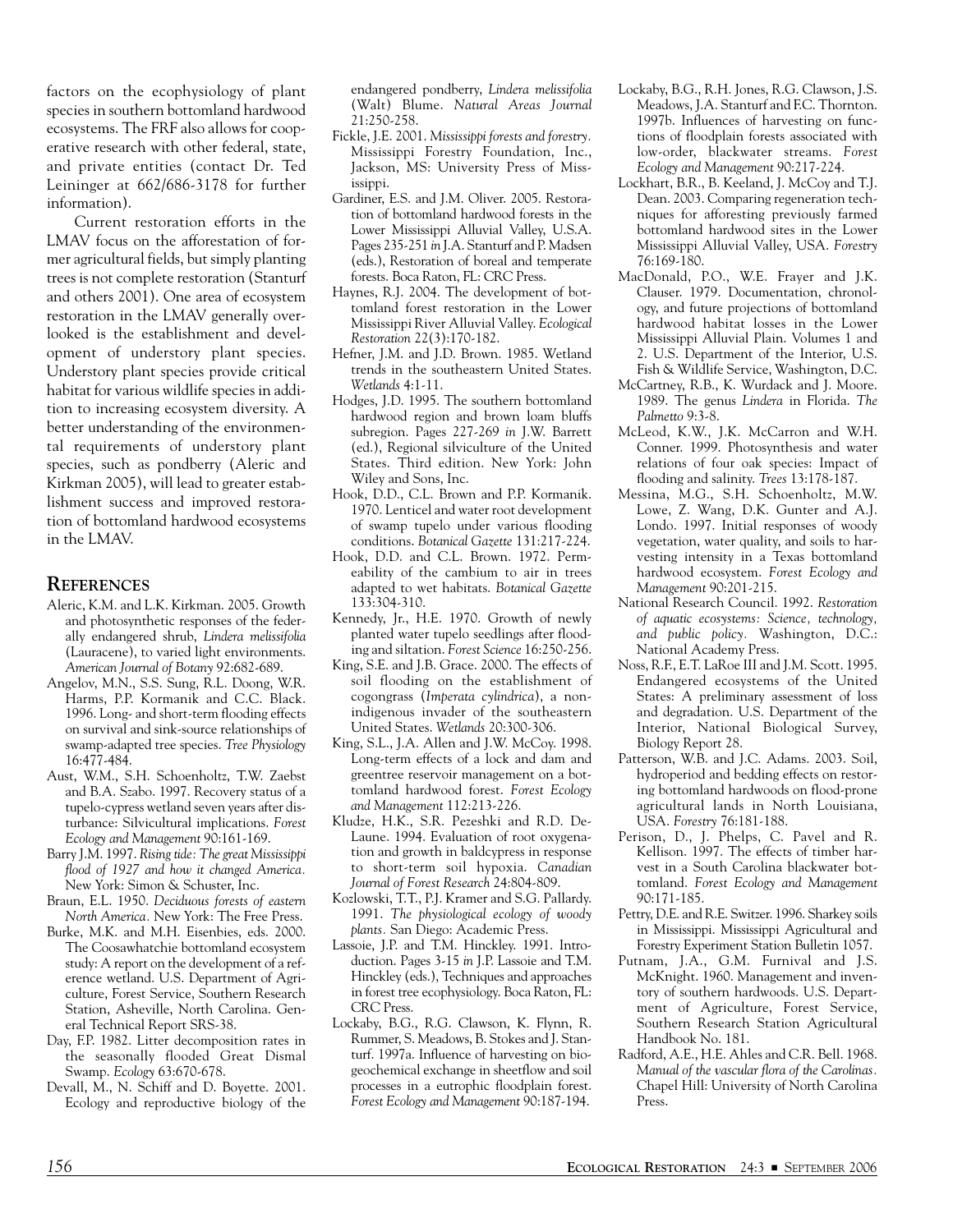factors on the ecophysiology of plant species in southern bottomland hardwood ecosystems. The FRF also allows for cooperative research with other federal, state, and private entities (contact Dr. Ted Leininger at 662/686-3178 for further information).

Current restoration efforts in the LMAV focus on the afforestation of former agricultural fields, but simply planting trees is not complete restoration (Stanturf and others 2001). One area of ecosystem restoration in the LMAV generally overlooked is the establishment and development of understory plant species. Understory plant species provide critical habitat for various wildlife species in addition to increasing ecosystem diversity. A better understanding of the environmental requirements of understory plant species, such as pondberry (Aleric and Kirkman 2005), will lead to greater establishment success and improved restoration of bottomland hardwood ecosystems in the LMAV.

## References

- Aleric, K.M. and L.K. Kirkman. 2005. Growth and photosynthetic responses of the federally endangered shrub, *Lindera melissifolia* (Lauracene), to varied light environments. *American Journal of Botany* 92:682-689.
- Angelov, M.N., S.S. Sung, R.L. Doong, W.R. Harms, P.P. Kormanik and C.C. Black. 1996. Long- and short-term flooding effects on survival and sink-source relationships of swamp-adapted tree species. *Tree Physiology* 16:477-484.
- Aust, W.M., S.H. Schoenholtz, T.W. Zaebst and B.A. Szabo. 1997. Recovery status of a tupelo-cypress wetland seven years after disturbance: Silvicultural implications. *Forest Ecology and Management* 90:161-169.
- Barry J.M. 1997. *Rising tide: The great Mississippi flood of 1927 and how it changed America.* New York: Simon & Schuster, Inc.
- Braun, E.L. 1950. *Deciduous forests of eastern North America.* New York: The Free Press.
- Burke, M.K. and M.H. Eisenbies, eds. 2000. The Coosawhatchie bottomland ecosystem study: A report on the development of a reference wetland. U.S. Department of Agriculture, Forest Service, Southern Research Station, Asheville, North Carolina. General Technical Report SRS-38.
- Day, F.P. 1982. Litter decomposition rates in the seasonally flooded Great Dismal Swamp. *Ecology* 63:670-678.
- Devall, M., N. Schiff and D. Boyette. 2001. Ecology and reproductive biology of the endangered pondberry, *Lindera melissifolia* (Walt) Blume. *Natural Areas Journal* 21:250-258.
- Fickle, J.E. 2001. *Mississippi forests and forestry.* Mississippi Forestry Foundation, Inc., Jackson, MS: University Press of Mississippi.
- Gardiner, E.S. and J.M. Oliver. 2005. Restoration of bottomland hardwood forests in the Lower Mississippi Alluvial Valley, U.S.A. Pages 235-251 *in* J.A. Stanturf and P. Madsen (eds.), Restoration of boreal and temperate forests. Boca Raton, FL: CRC Press.
- Haynes, R.J. 2004. The development of bottomland forest restoration in the Lower Mississippi River Alluvial Valley. *Ecological Restoration* 22(3):170-182.
- Hefner, J.M. and J.D. Brown. 1985. Wetland trends in the southeastern United States. *Wetlands* 4:1-11.
- Hodges, J.D. 1995. The southern bottomland hardwood region and brown loam bluffs subregion. Pages 227-269 *in* J.W. Barrett (ed.), Regional silviculture of the United States. Third edition. New York: John Wiley and Sons, Inc.
- Hook, D.D., C.L. Brown and P.P. Kormanik. 1970. Lenticel and water root development of swamp tupelo under various flooding conditions. *Botanical Gazette* 131:217-224.
- Hook, D.D. and C.L. Brown. 1972. Permeability of the cambium to air in trees adapted to wet habitats. *Botanical Gazette* 133:304-310.
- Kennedy, Jr., H.E. 1970. Growth of newly planted water tupelo seedlings after flooding and siltation. *Forest Science* 16:250-256.
- King, S.E. and J.B. Grace. 2000. The effects of soil flooding on the establishment of cogongrass (*Imperata cylindrica*), a nonindigenous invader of the southeastern United States. *Wetlands* 20:300-306.
- King, S.L., J.A. Allen and J.W. McCoy. 1998. Long-term effects of a lock and dam and greentree reservoir management on a bottomland hardwood forest. *Forest Ecology and Management* 112:213-226.
- Kludze, H.K., S.R. Pezeshki and R.D. DeLaune. 1994. Evaluation of root oxygenation and growth in baldcypress in response to short-term soil hypoxia. *Canadian Journal of Forest Research* 24:804-809.
- Kozlowski, T.T., P.J. Kramer and S.G. Pallardy. 1991. *The physiological ecology of woody plants.* San Diego: Academic Press.
- Lassoie, J.P. and T.M. Hinckley. 1991. Introduction. Pages 3-15 *in* J.P. Lassoie and T.M. Hinckley (eds.), Techniques and approaches in forest tree ecophysiology. Boca Raton, FL: CRC Press.
- Lockaby, B.G., R.G. Clawson, K. Flynn, R. Rummer, S. Meadows, B. Stokes and J. Stanturf. 1997a. Influence of harvesting on biogeochemical exchange in sheetflow and soil processes in a eutrophic floodplain forest. *Forest Ecology and Management* 90:187-194.
- Lockaby, B.G., R.H. Jones, R.G. Clawson, J.S. Meadows, J.A. Stanturf and F.C. Thornton. 1997b. Influences of harvesting on functions of floodplain forests associated with low-order, blackwater streams. *Forest Ecology and Management* 90:217-224.
- Lockhart, B.R., B. Keeland, J. McCoy and T.J. Dean. 2003. Comparing regeneration techniques for afforesting previously farmed bottomland hardwood sites in the Lower Mississippi Alluvial Valley, USA. *Forestry* 76:169-180.
- MacDonald, P.O., W.E. Frayer and J.K. Clauser. 1979. Documentation, chronology, and future projections of bottomland hardwood habitat losses in the Lower Mississippi Alluvial Plain. Volumes 1 and 2. U.S. Department of the Interior, U.S. Fish & Wildlife Service, Washington, D.C.
- McCartney, R.B., K. Wurdack and J. Moore. 1989. The genus *Lindera* in Florida. *The Palmetto* 9:3-8.
- McLeod, K.W., J.K. McCarron and W.H. Conner. 1999. Photosynthesis and water relations of four oak species: Impact of flooding and salinity. *Trees* 13:178-187.
- Messina, M.G., S.H. Schoenholtz, M.W. Lowe, Z. Wang, D.K. Gunter and A.J. Londo. 1997. Initial responses of woody vegetation, water quality, and soils to harvesting intensity in a Texas bottomland hardwood ecosystem. *Forest Ecology and Management* 90:201-215.
- National Research Council. 1992. *Restoration of aquatic ecosystems: Science, technology, and public policy.* Washington, D.C.: National Academy Press.
- Noss, R.F., E.T. LaRoe III and J.M. Scott. 1995. Endangered ecosystems of the United States: A preliminary assessment of loss and degradation. U.S. Department of the Interior, National Biological Survey, Biology Report 28.
- Patterson, W.B. and J.C. Adams. 2003. Soil, hydroperiod and bedding effects on restoring bottomland hardwoods on flood-prone agricultural lands in North Louisiana, USA. *Forestry* 76:181-188.
- Perison, D., J. Phelps, C. Pavel and R. Kellison. 1997. The effects of timber harvest in a South Carolina blackwater bottomland. *Forest Ecology and Management* 90:171-185.
- Pettry, D.E. and R.E. Switzer. 1996. Sharkey soils in Mississippi. Mississippi Agricultural and Forestry Experiment Station Bulletin 1057.
- Putnam, J.A., G.M. Furnival and J.S. McKnight. 1960. Management and inventory of southern hardwoods. U.S. Department of Agriculture, Forest Service, Southern Research Station Agricultural Handbook No. 181.
- Radford, A.E., H.E. Ahles and C.R. Bell. 1968. *Manual of the vascular flora of the Carolinas.* Chapel Hill: University of North Carolina Press.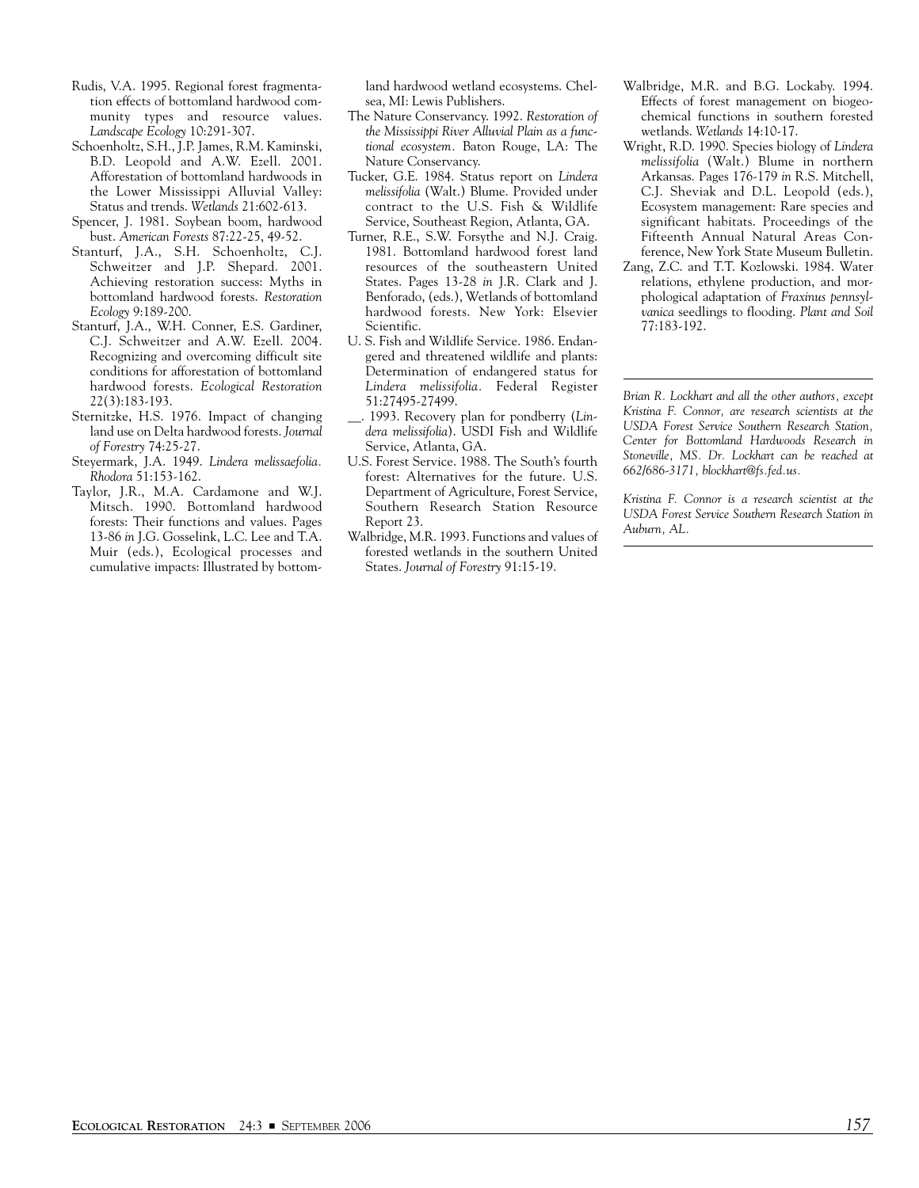Rudis, V.A. 1995. Regional forest fragmentation effects of bottomland hardwood community types and resource values. *Landscape Ecology* 10:291-307.

Schoenholtz, S.H., J.P. James, R.M. Kaminski, B.D. Leopold and A.W. Ezell. 2001. Afforestation of bottomland hardwoods in the Lower Mississippi Alluvial Valley: Status and trends. *Wetlands* 21:602-613.

Spencer, J. 1981. Soybean boom, hardwood bust. *American Forests* 87:22-25, 49-52.

Stanturf, J.A., S.H. Schoenholtz, C.J. Schweitzer and J.P. Shepard. 2001. Achieving restoration success: Myths in bottomland hardwood forests. *Restoration Ecology* 9:189-200.

Stanturf, J.A., W.H. Conner, E.S. Gardiner, C.J. Schweitzer and A.W. Ezell. 2004. Recognizing and overcoming difficult site conditions for afforestation of bottomland hardwood forests. *Ecological Restoration* 22(3):183-193.

Sternitzke, H.S. 1976. Impact of changing land use on Delta hardwood forests. *Journal of Forestry* 74:25-27.

Steyermark, J.A. 1949. *Lindera melissaefolia. Rhodora* 51:153-162.

Taylor, J.R., M.A. Cardamone and W.J. Mitsch. 1990. Bottomland hardwood forests: Their functions and values. Pages 13-86 *in* J.G. Gosselink, L.C. Lee and T.A. Muir (eds.), Ecological processes and cumulative impacts: Illustrated by bottomland hardwood wetland ecosystems. Chelsea, MI: Lewis Publishers.

The Nature Conservancy. 1992. *Restoration of the Mississippi River Alluvial Plain as a functional ecosystem.* Baton Rouge, LA: The Nature Conservancy.

Tucker, G.E. 1984. Status report on *Lindera melissifolia* (Walt.) Blume. Provided under contract to the U.S. Fish & Wildlife Service, Southeast Region, Atlanta, GA.

Turner, R.E., S.W. Forsythe and N.J. Craig. 1981. Bottomland hardwood forest land resources of the southeastern United States. Pages 13-28 *in* J.R. Clark and J. Benforado, (eds.), Wetlands of bottomland hardwood forests. New York: Elsevier Scientific.

U. S. Fish and Wildlife Service. 1986. Endangered and threatened wildlife and plants: Determination of endangered status for *Lindera melissifolia.* Federal Register 51:27495-27499.

__. 1993. Recovery plan for pondberry (*Lindera melissifolia*). USDI Fish and Wildlife Service, Atlanta, GA.

U.S. Forest Service. 1988. The South's fourth forest: Alternatives for the future. U.S. Department of Agriculture, Forest Service, Southern Research Station Resource Report 23.

Walbridge, M.R. 1993. Functions and values of forested wetlands in the southern United States. *Journal of Forestry* 91:15-19.

Walbridge, M.R. and B.G. Lockaby. 1994. Effects of forest management on biogeochemical functions in southern forested wetlands. *Wetlands* 14:10-17.

Wright, R.D. 1990. Species biology of *Lindera melissifolia* (Walt.) Blume in northern Arkansas. Pages 176-179 *in* R.S. Mitchell, C.J. Sheviak and D.L. Leopold (eds.), Ecosystem management: Rare species and significant habitats. Proceedings of the Fifteenth Annual Natural Areas Conference, New York State Museum Bulletin.

Zang, Z.C. and T.T. Kozlowski. 1984. Water relations, ethylene production, and morphological adaptation of *Fraxinus pennsylvanica* seedlings to flooding. *Plant and Soil* 77:183-192.

---

*Brian R. Lockhart and all the other authors, except Kristina F. Connor, are research scientists at the USDA Forest Service Southern Research Station, Center for Bottomland Hardwoods Research in Stoneville, MS. Dr. Lockhart can be reached at 662/686-3171, blockhart@fs.fed.us.*

*Kristina F. Connor is a research scientist at the USDA Forest Service Southern Research Station in Auburn, AL.*